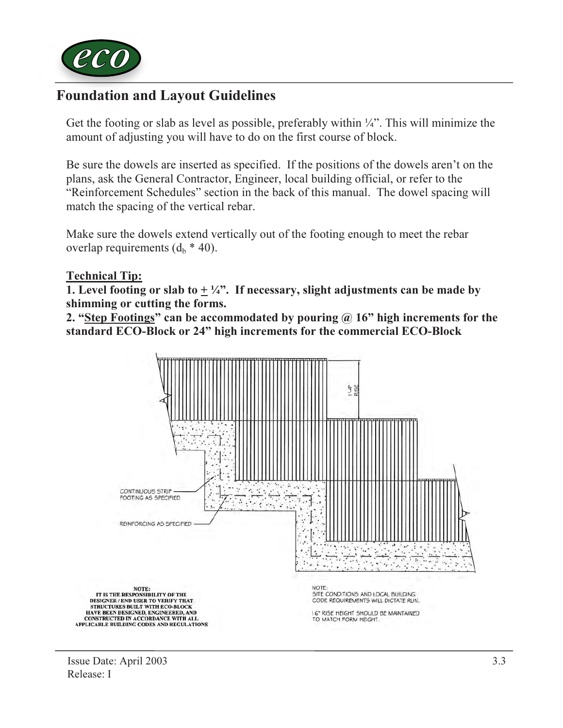## Foundation and Layout Guidelines

Get the footing or slab as level as possible, preferably within ¼". This will minimize the amount of adjusting you will have to do on the first course of block.

Be sure the dowels are inserted as specified. If the positions of the dowels aren't on the plans, ask the General Contractor, Engineer, local building official, or refer to the "Reinforcement Schedules" section in the back of this manual. The dowel spacing will match the spacing of the vertical rebar.

Make sure the dowels extend vertically out of the footing enough to meet the rebar overlap requirements ($d_b$ * 40).

**Technical Tip:**

**1. Level footing or slab to ± ¼". If necessary, slight adjustments can be made by shimming or cutting the forms.**

**2. "Step Footings" can be accommodated by pouring @ 16" high increments for the standard ECO-Block or 24" high increments for the commercial ECO-Block**

1'-4" RISE

CONTINUOUS STRIP FOOTING AS SPECIFIED

REINFORCING AS SPECIFIED

**NOTE:**
**IT IS THE RESPONSIBILITY OF THE DESIGNER / END USER TO VERIFY THAT STRUCTURES BUILT WITH ECO-BLOCK HAVE BEEN DESIGNED, ENGINEERED, AND CONSTRUCTED IN ACCORDANCE WITH ALL APPLICABLE BUILDING CODES AND REGULATIONS**

NOTE:
SITE CONDITIONS AND LOCAL BUILDING CODE REQUIREMENTS WILL DICTATE RUN.

16" RISE HEIGHT SHOULD BE MAINTAINED TO MATCH FORM HEIGHT.

Issue Date: April 2003
Release: I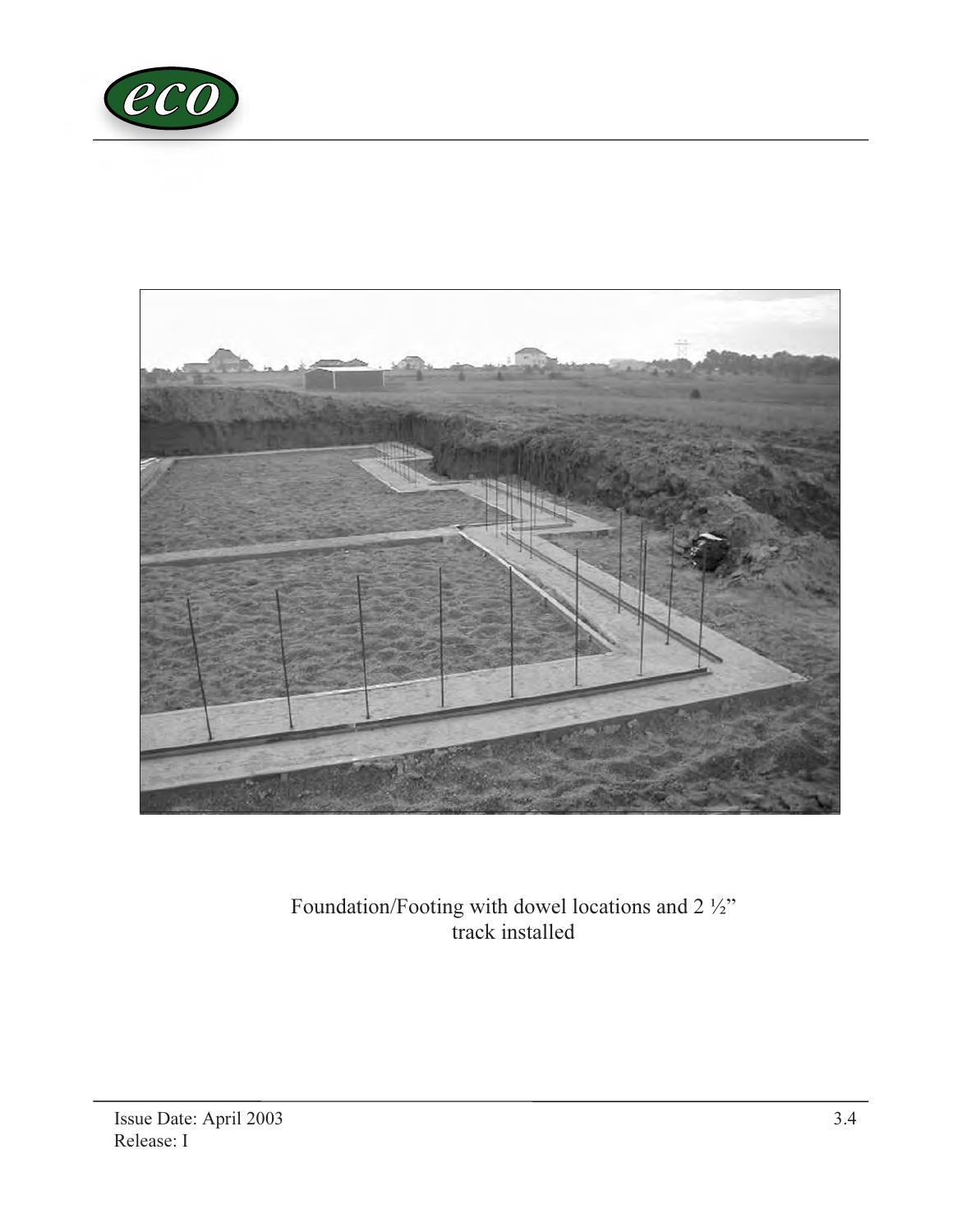Foundation/Footing with dowel locations and 2 ½" track installed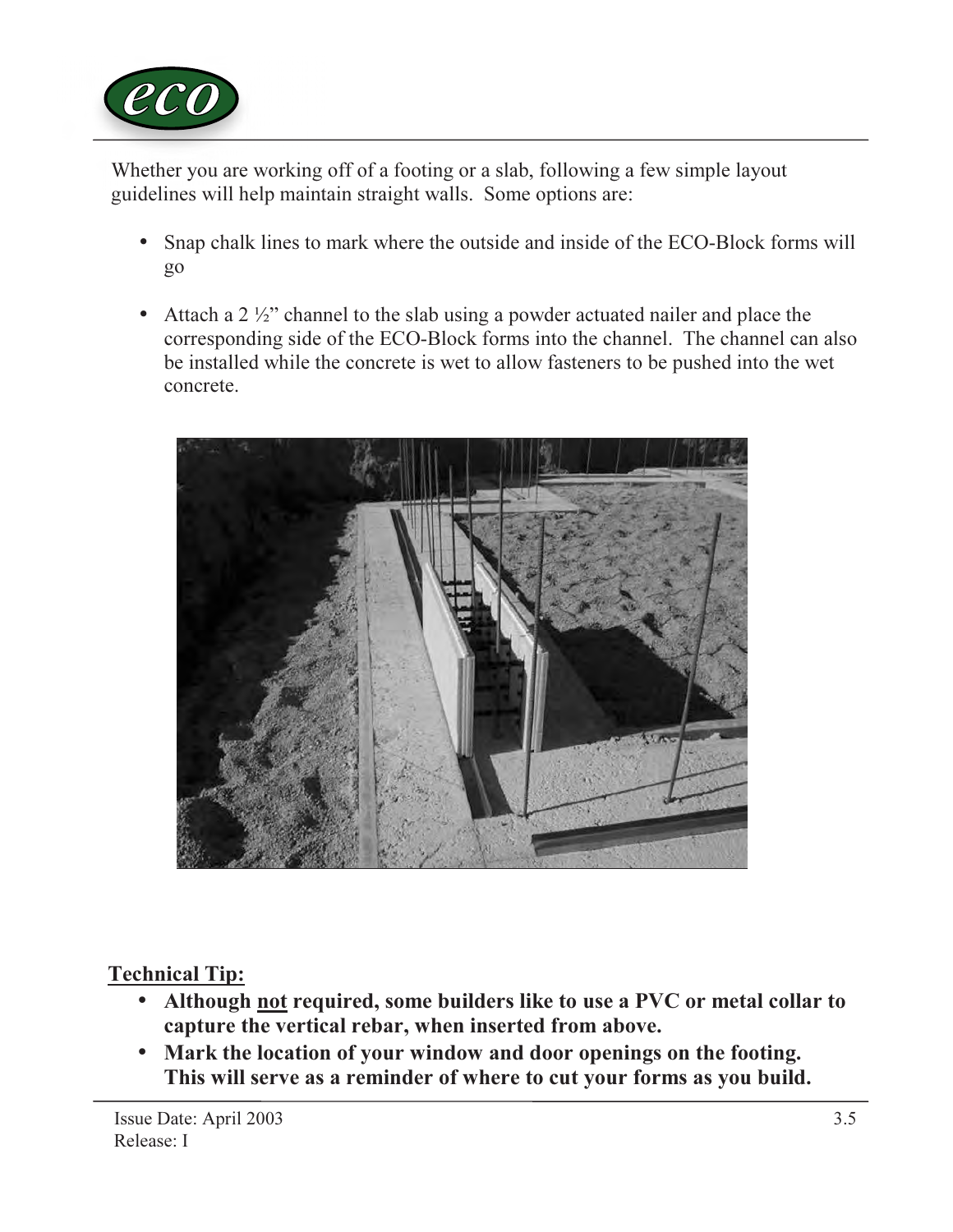Whether you are working off of a footing or a slab, following a few simple layout guidelines will help maintain straight walls. Some options are:

- Snap chalk lines to mark where the outside and inside of the ECO-Block forms will go

- Attach a 2 ½" channel to the slab using a powder actuated nailer and place the corresponding side of the ECO-Block forms into the channel. The channel can also be installed while the concrete is wet to allow fasteners to be pushed into the wet concrete.

**Technical Tip:**

- **Although <u>not</u> required, some builders like to use a PVC or metal collar to capture the vertical rebar, when inserted from above.**
- **Mark the location of your window and door openings on the footing. This will serve as a reminder of where to cut your forms as you build.**

Issue Date: April 2003
Release: I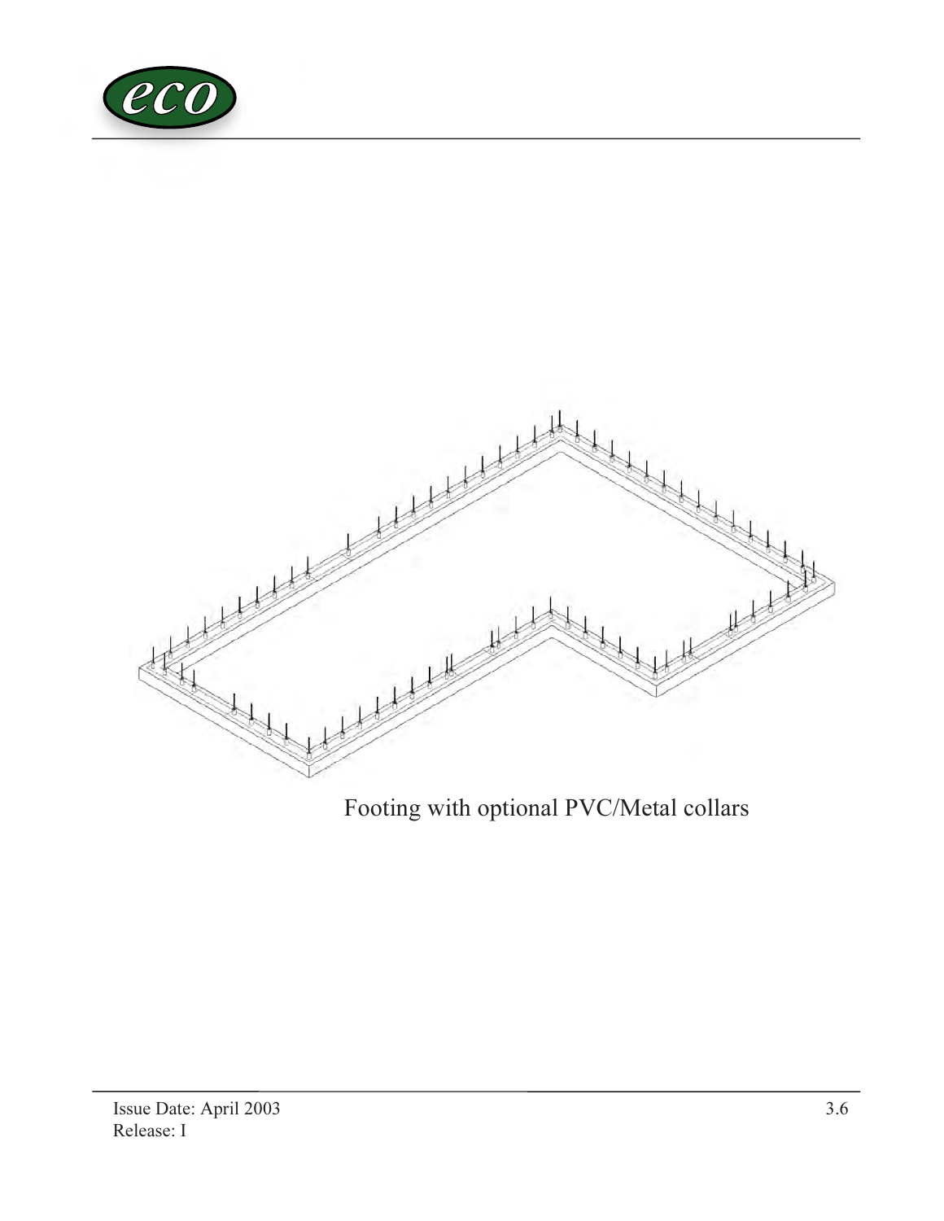Footing with optional PVC/Metal collars

Issue Date: April 2003

Release: I